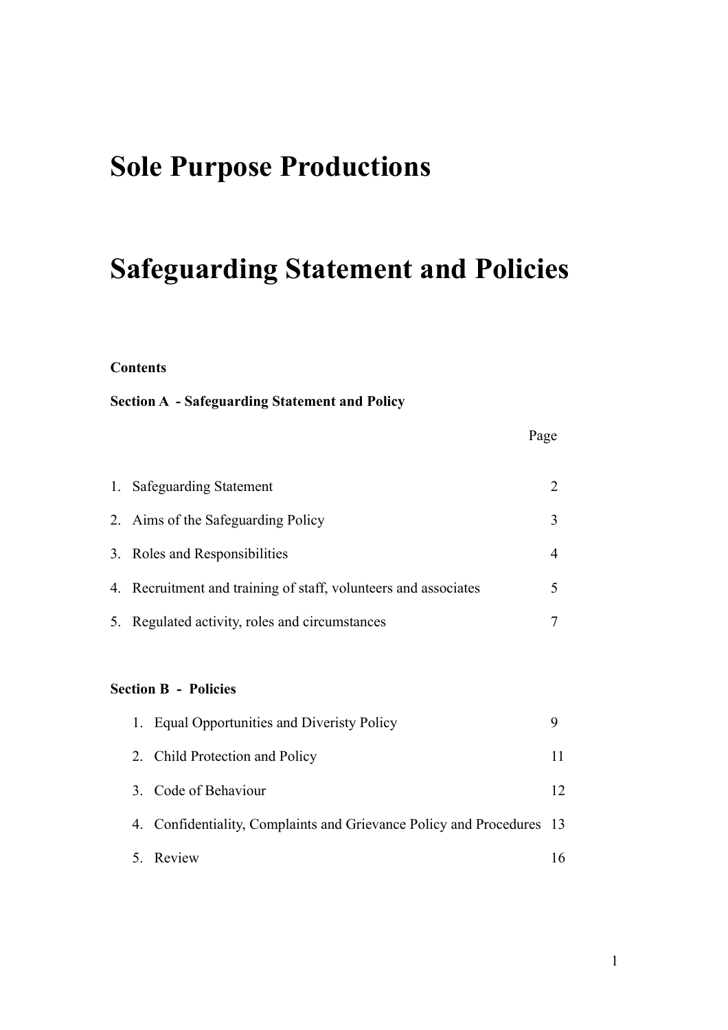# Sole Purpose Productions

# Safeguarding Statement and Policies

**Contents**

**Section A - Safeguarding Statement and Policy**

| | Page |
|---|---|
| 1. Safeguarding Statement | 2 |
| 2. Aims of the Safeguarding Policy | 3 |
| 3. Roles and Responsibilities | 4 |
| 4. Recruitment and training of staff, volunteers and associates | 5 |
| 5. Regulated activity, roles and circumstances | 7 |

**Section B - Policies**

| | |
|---|---|
| 1. Equal Opportunities and Diveristy Policy | 9 |
| 2. Child Protection and Policy | 11 |
| 3. Code of Behaviour | 12 |
| 4. Confidentiality, Complaints and Grievance Policy and Procedures | 13 |
| 5. Review | 16 |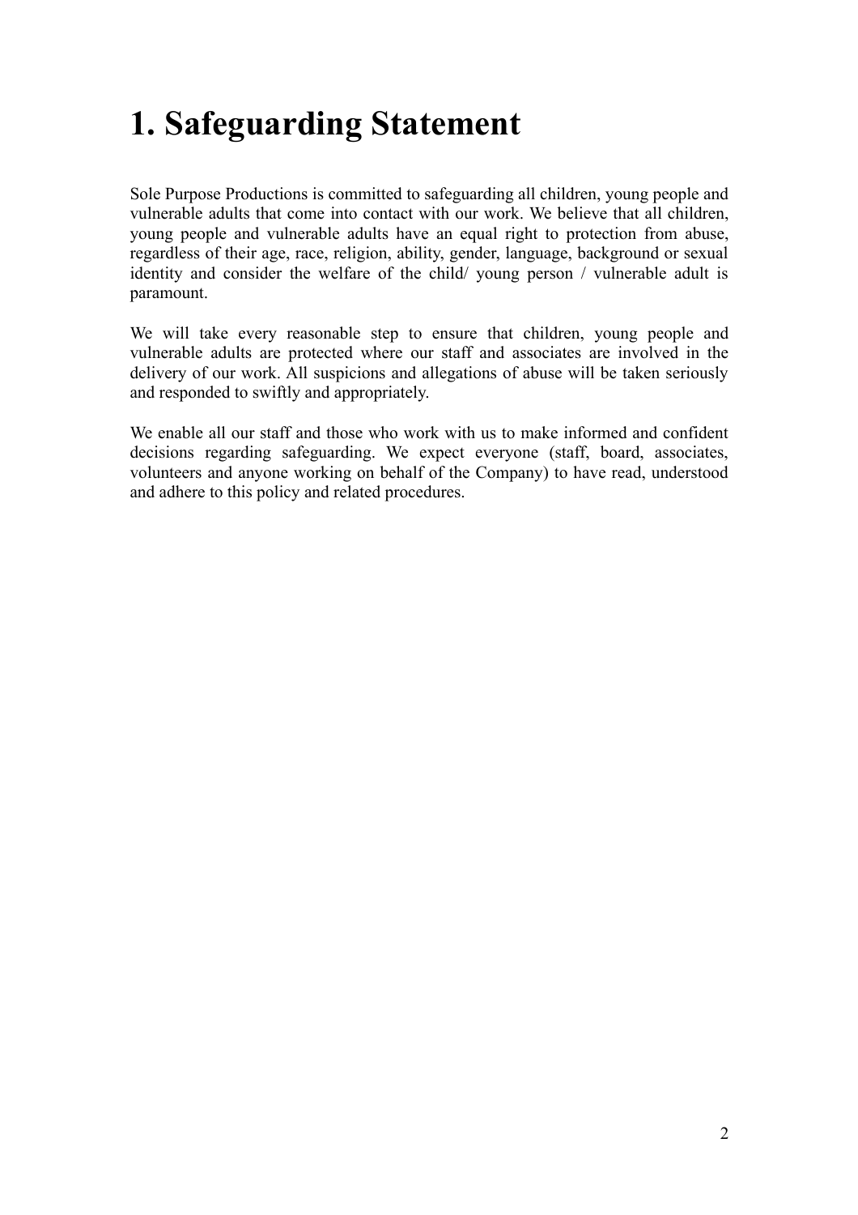# 1. Safeguarding Statement

Sole Purpose Productions is committed to safeguarding all children, young people and vulnerable adults that come into contact with our work. We believe that all children, young people and vulnerable adults have an equal right to protection from abuse, regardless of their age, race, religion, ability, gender, language, background or sexual identity and consider the welfare of the child/ young person / vulnerable adult is paramount.

We will take every reasonable step to ensure that children, young people and vulnerable adults are protected where our staff and associates are involved in the delivery of our work. All suspicions and allegations of abuse will be taken seriously and responded to swiftly and appropriately.

We enable all our staff and those who work with us to make informed and confident decisions regarding safeguarding. We expect everyone (staff, board, associates, volunteers and anyone working on behalf of the Company) to have read, understood and adhere to this policy and related procedures.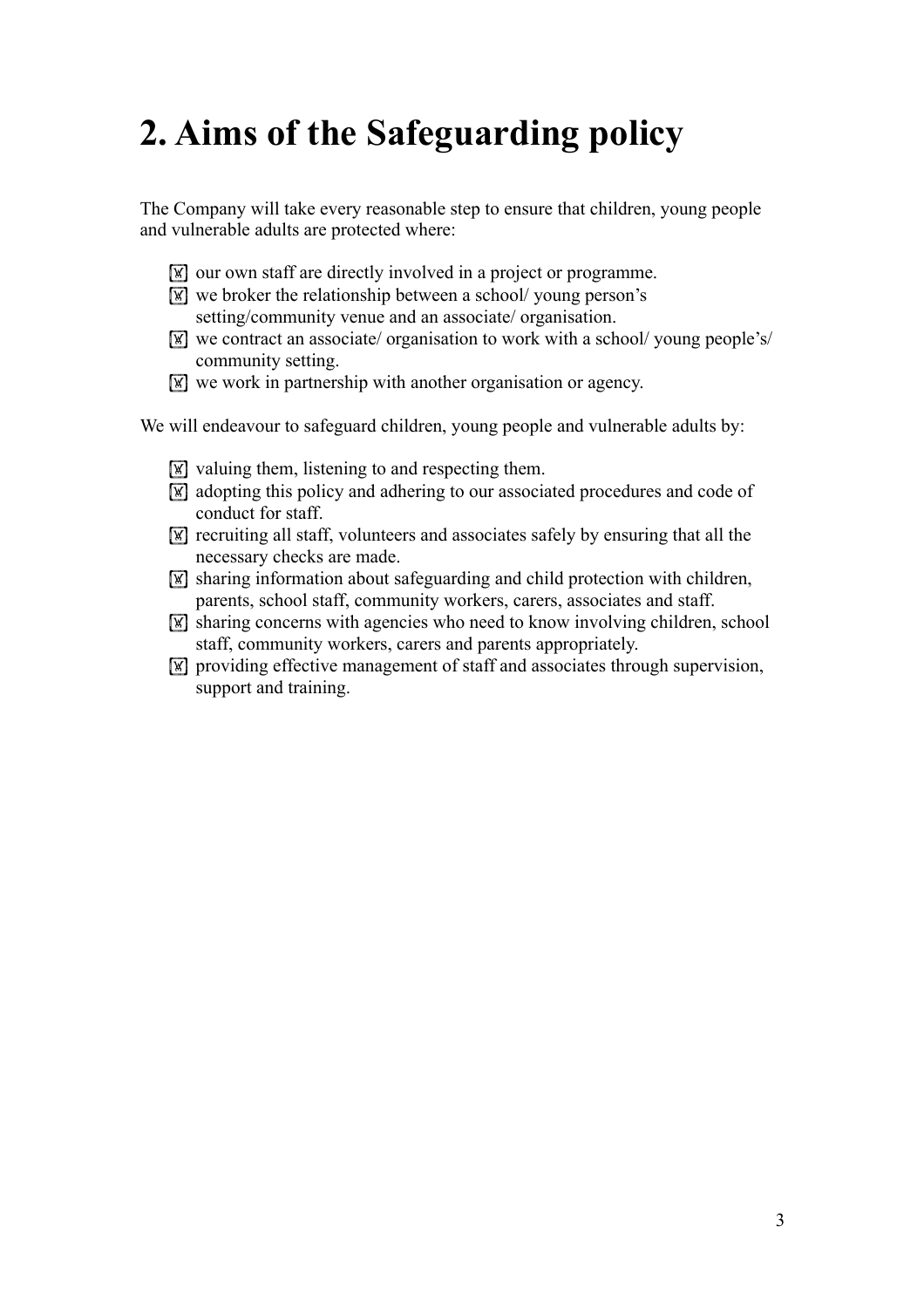# 2. Aims of the Safeguarding policy

The Company will take every reasonable step to ensure that children, young people and vulnerable adults are protected where:

- our own staff are directly involved in a project or programme.
- we broker the relationship between a school/ young person's setting/community venue and an associate/ organisation.
- we contract an associate/ organisation to work with a school/ young people's/ community setting.
- we work in partnership with another organisation or agency.

We will endeavour to safeguard children, young people and vulnerable adults by:

- valuing them, listening to and respecting them.
- adopting this policy and adhering to our associated procedures and code of conduct for staff.
- recruiting all staff, volunteers and associates safely by ensuring that all the necessary checks are made.
- sharing information about safeguarding and child protection with children, parents, school staff, community workers, carers, associates and staff.
- sharing concerns with agencies who need to know involving children, school staff, community workers, carers and parents appropriately.
- providing effective management of staff and associates through supervision, support and training.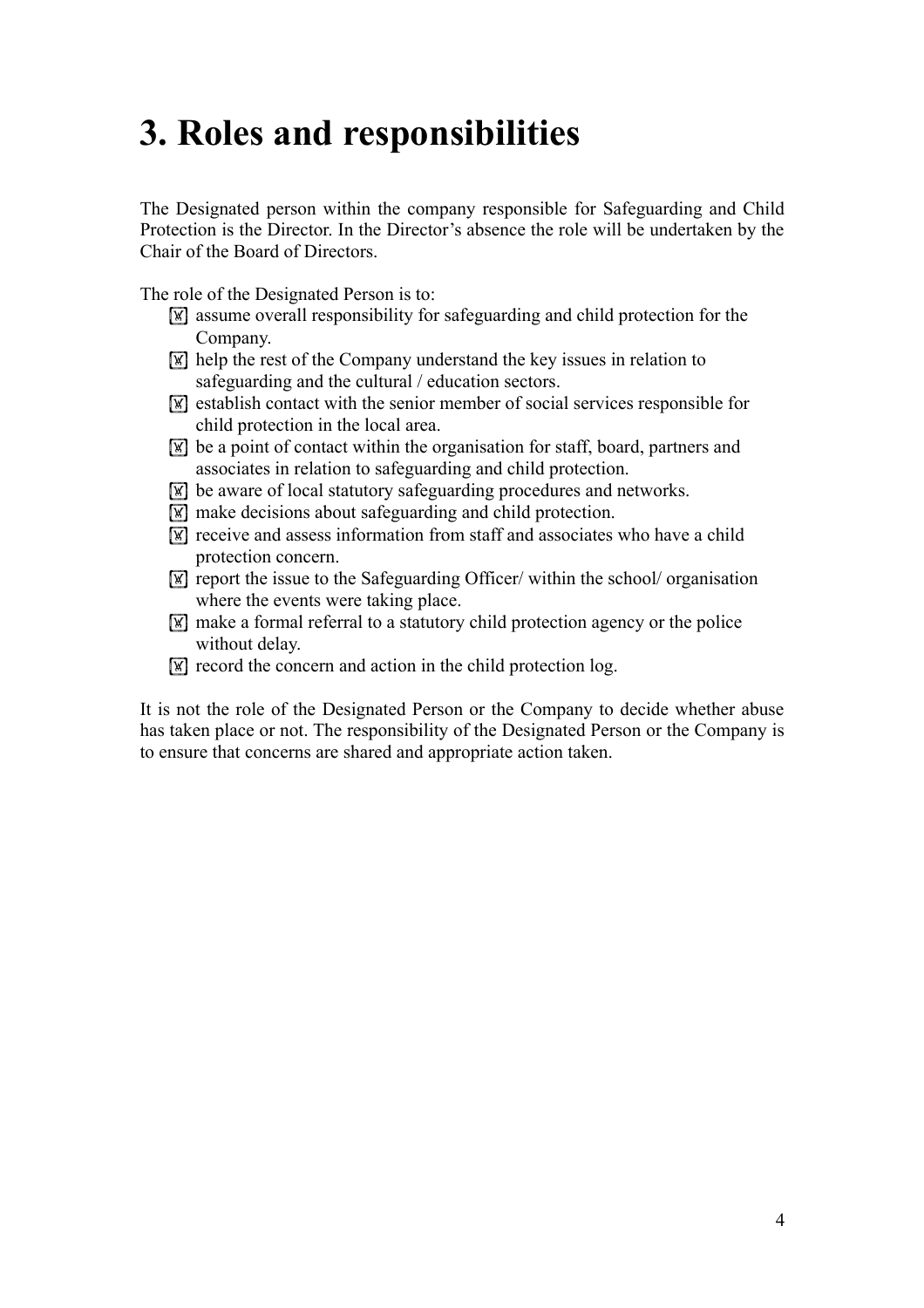# 3. Roles and responsibilities

The Designated person within the company responsible for Safeguarding and Child Protection is the Director. In the Director's absence the role will be undertaken by the Chair of the Board of Directors.

The role of the Designated Person is to:

- assume overall responsibility for safeguarding and child protection for the Company.
- help the rest of the Company understand the key issues in relation to safeguarding and the cultural / education sectors.
- establish contact with the senior member of social services responsible for child protection in the local area.
- be a point of contact within the organisation for staff, board, partners and associates in relation to safeguarding and child protection.
- be aware of local statutory safeguarding procedures and networks.
- make decisions about safeguarding and child protection.
- receive and assess information from staff and associates who have a child protection concern.
- report the issue to the Safeguarding Officer/ within the school/ organisation where the events were taking place.
- make a formal referral to a statutory child protection agency or the police without delay.
- record the concern and action in the child protection log.

It is not the role of the Designated Person or the Company to decide whether abuse has taken place or not. The responsibility of the Designated Person or the Company is to ensure that concerns are shared and appropriate action taken.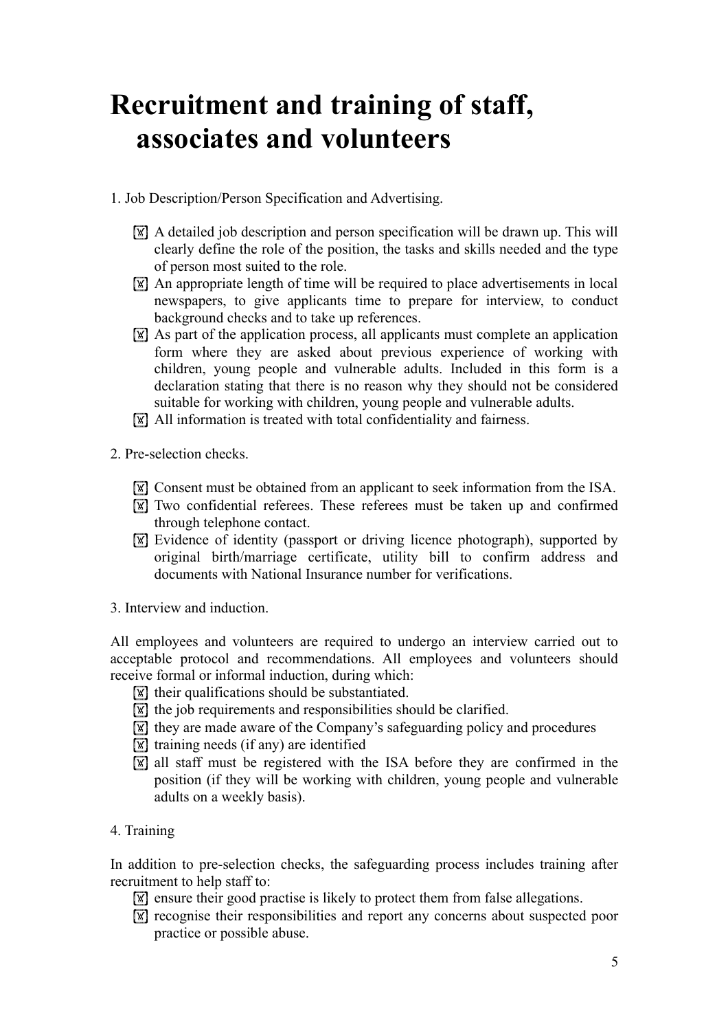# Recruitment and training of staff, associates and volunteers

1. Job Description/Person Specification and Advertising.

- A detailed job description and person specification will be drawn up. This will clearly define the role of the position, the tasks and skills needed and the type of person most suited to the role.
- An appropriate length of time will be required to place advertisements in local newspapers, to give applicants time to prepare for interview, to conduct background checks and to take up references.
- As part of the application process, all applicants must complete an application form where they are asked about previous experience of working with children, young people and vulnerable adults. Included in this form is a declaration stating that there is no reason why they should not be considered suitable for working with children, young people and vulnerable adults.
- All information is treated with total confidentiality and fairness.

2. Pre-selection checks.

- Consent must be obtained from an applicant to seek information from the ISA.
- Two confidential referees. These referees must be taken up and confirmed through telephone contact.
- Evidence of identity (passport or driving licence photograph), supported by original birth/marriage certificate, utility bill to confirm address and documents with National Insurance number for verifications.

3. Interview and induction.

All employees and volunteers are required to undergo an interview carried out to acceptable protocol and recommendations. All employees and volunteers should receive formal or informal induction, during which:

- their qualifications should be substantiated.
- the job requirements and responsibilities should be clarified.
- they are made aware of the Company's safeguarding policy and procedures
- training needs (if any) are identified
- all staff must be registered with the ISA before they are confirmed in the position (if they will be working with children, young people and vulnerable adults on a weekly basis).

4. Training

In addition to pre-selection checks, the safeguarding process includes training after recruitment to help staff to:

- ensure their good practise is likely to protect them from false allegations.
- recognise their responsibilities and report any concerns about suspected poor practice or possible abuse.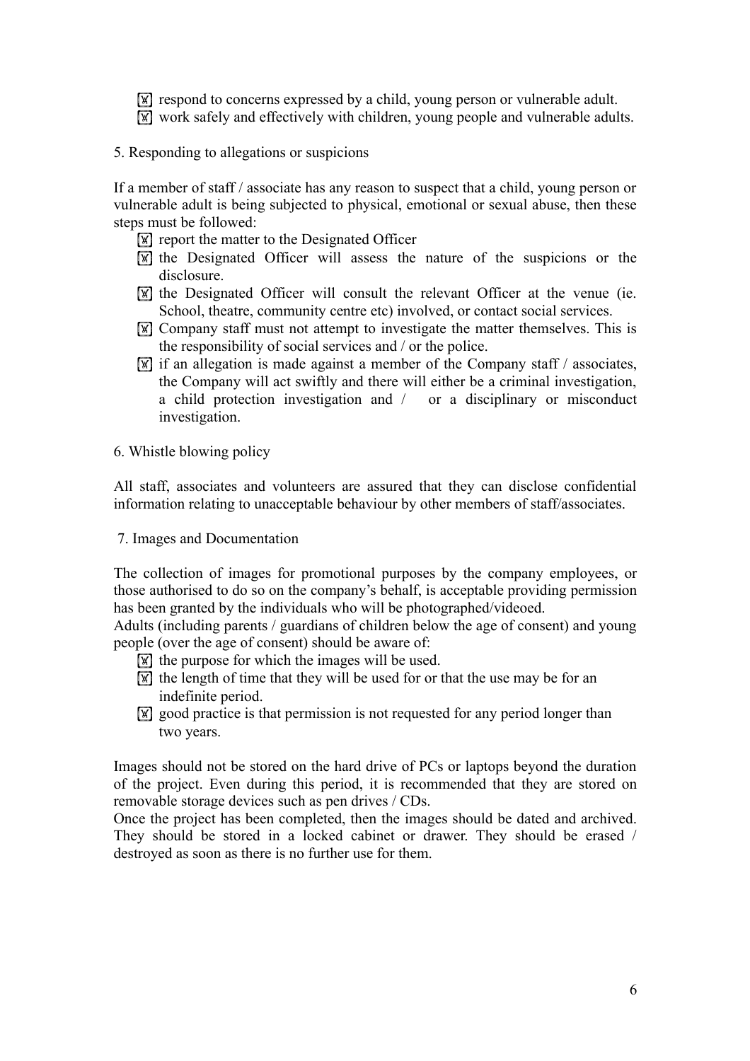- respond to concerns expressed by a child, young person or vulnerable adult.
- work safely and effectively with children, young people and vulnerable adults.

## 5. Responding to allegations or suspicions

If a member of staff / associate has any reason to suspect that a child, young person or vulnerable adult is being subjected to physical, emotional or sexual abuse, then these steps must be followed:

- report the matter to the Designated Officer
- the Designated Officer will assess the nature of the suspicions or the disclosure.
- the Designated Officer will consult the relevant Officer at the venue (ie. School, theatre, community centre etc) involved, or contact social services.
- Company staff must not attempt to investigate the matter themselves. This is the responsibility of social services and / or the police.
- if an allegation is made against a member of the Company staff / associates, the Company will act swiftly and there will either be a criminal investigation, a child protection investigation and / or a disciplinary or misconduct investigation.

## 6. Whistle blowing policy

All staff, associates and volunteers are assured that they can disclose confidential information relating to unacceptable behaviour by other members of staff/associates.

## 7. Images and Documentation

The collection of images for promotional purposes by the company employees, or those authorised to do so on the company's behalf, is acceptable providing permission has been granted by the individuals who will be photographed/videoed.

Adults (including parents / guardians of children below the age of consent) and young people (over the age of consent) should be aware of:

- the purpose for which the images will be used.
- the length of time that they will be used for or that the use may be for an indefinite period.
- good practice is that permission is not requested for any period longer than two years.

Images should not be stored on the hard drive of PCs or laptops beyond the duration of the project. Even during this period, it is recommended that they are stored on removable storage devices such as pen drives / CDs.

Once the project has been completed, then the images should be dated and archived. They should be stored in a locked cabinet or drawer. They should be erased / destroyed as soon as there is no further use for them.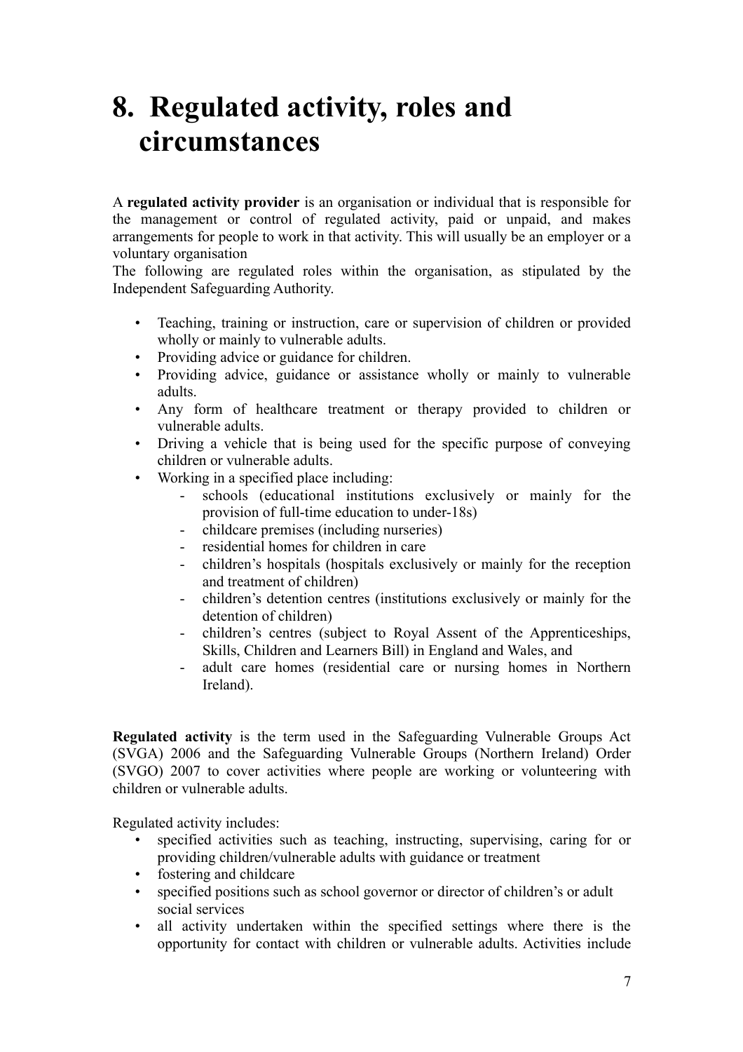# 8. Regulated activity, roles and circumstances

A **regulated activity provider** is an organisation or individual that is responsible for the management or control of regulated activity, paid or unpaid, and makes arrangements for people to work in that activity. This will usually be an employer or a voluntary organisation

The following are regulated roles within the organisation, as stipulated by the Independent Safeguarding Authority.

- Teaching, training or instruction, care or supervision of children or provided wholly or mainly to vulnerable adults.
- Providing advice or guidance for children.
- Providing advice, guidance or assistance wholly or mainly to vulnerable adults.
- Any form of healthcare treatment or therapy provided to children or vulnerable adults.
- Driving a vehicle that is being used for the specific purpose of conveying children or vulnerable adults.
- Working in a specified place including:
    - schools (educational institutions exclusively or mainly for the provision of full-time education to under-18s)
    - childcare premises (including nurseries)
    - residential homes for children in care
    - children's hospitals (hospitals exclusively or mainly for the reception and treatment of children)
    - children's detention centres (institutions exclusively or mainly for the detention of children)
    - children's centres (subject to Royal Assent of the Apprenticeships, Skills, Children and Learners Bill) in England and Wales, and
    - adult care homes (residential care or nursing homes in Northern Ireland).

**Regulated activity** is the term used in the Safeguarding Vulnerable Groups Act (SVGA) 2006 and the Safeguarding Vulnerable Groups (Northern Ireland) Order (SVGO) 2007 to cover activities where people are working or volunteering with children or vulnerable adults.

Regulated activity includes:

- specified activities such as teaching, instructing, supervising, caring for or providing children/vulnerable adults with guidance or treatment
- fostering and childcare
- specified positions such as school governor or director of children's or adult social services
- all activity undertaken within the specified settings where there is the opportunity for contact with children or vulnerable adults. Activities include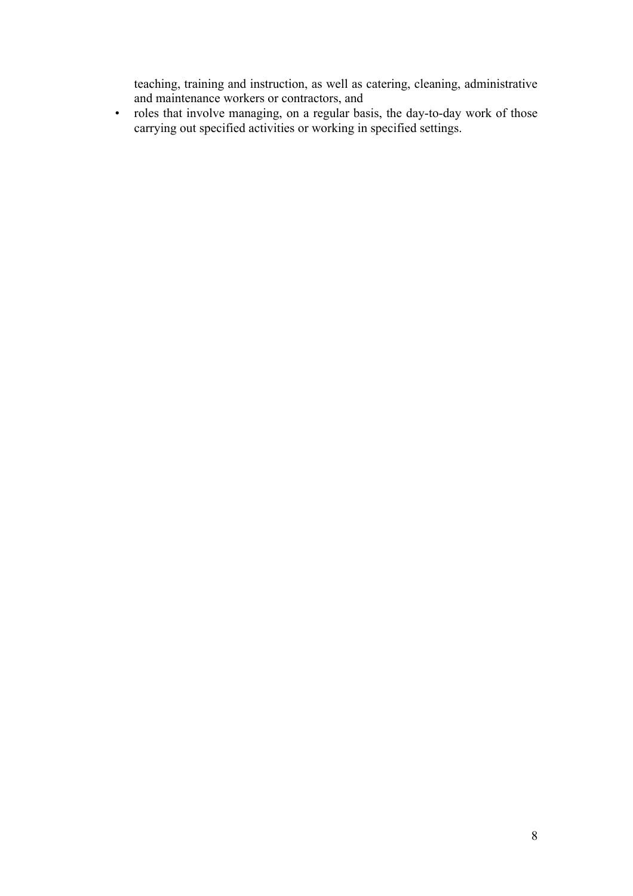teaching, training and instruction, as well as catering, cleaning, administrative and maintenance workers or contractors, and

- roles that involve managing, on a regular basis, the day-to-day work of those carrying out specified activities or working in specified settings.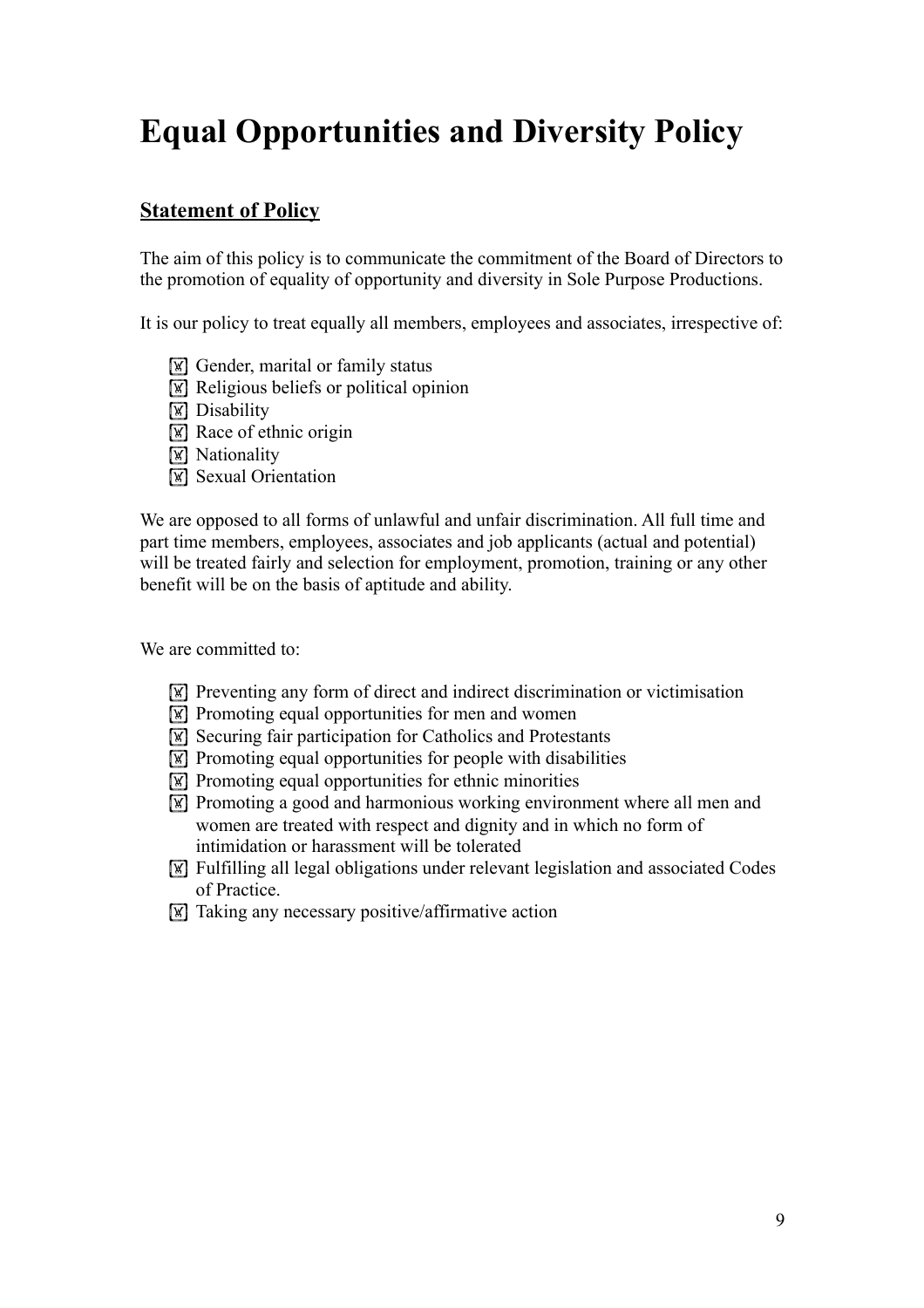# Equal Opportunities and Diversity Policy

## Statement of Policy

The aim of this policy is to communicate the commitment of the Board of Directors to the promotion of equality of opportunity and diversity in Sole Purpose Productions.

It is our policy to treat equally all members, employees and associates, irrespective of:

- Gender, marital or family status
- Religious beliefs or political opinion
- Disability
- Race of ethnic origin
- Nationality
- Sexual Orientation

We are opposed to all forms of unlawful and unfair discrimination. All full time and part time members, employees, associates and job applicants (actual and potential) will be treated fairly and selection for employment, promotion, training or any other benefit will be on the basis of aptitude and ability.

We are committed to:

- Preventing any form of direct and indirect discrimination or victimisation
- Promoting equal opportunities for men and women
- Securing fair participation for Catholics and Protestants
- Promoting equal opportunities for people with disabilities
- Promoting equal opportunities for ethnic minorities
- Promoting a good and harmonious working environment where all men and women are treated with respect and dignity and in which no form of intimidation or harassment will be tolerated
- Fulfilling all legal obligations under relevant legislation and associated Codes of Practice.
- Taking any necessary positive/affirmative action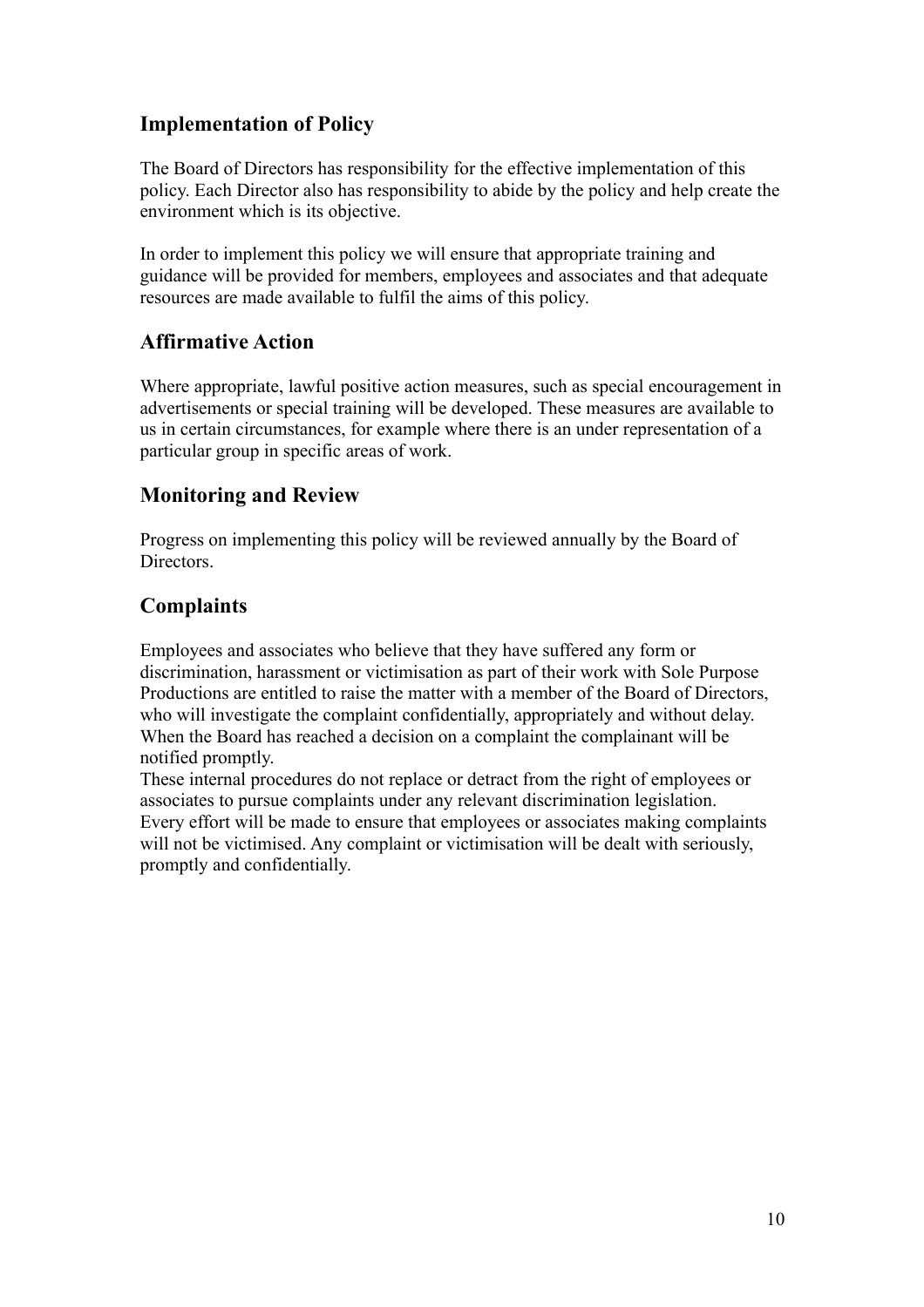## Implementation of Policy

The Board of Directors has responsibility for the effective implementation of this policy. Each Director also has responsibility to abide by the policy and help create the environment which is its objective.

In order to implement this policy we will ensure that appropriate training and guidance will be provided for members, employees and associates and that adequate resources are made available to fulfil the aims of this policy.

## Affirmative Action

Where appropriate, lawful positive action measures, such as special encouragement in advertisements or special training will be developed. These measures are available to us in certain circumstances, for example where there is an under representation of a particular group in specific areas of work.

## Monitoring and Review

Progress on implementing this policy will be reviewed annually by the Board of Directors.

## Complaints

Employees and associates who believe that they have suffered any form or discrimination, harassment or victimisation as part of their work with Sole Purpose Productions are entitled to raise the matter with a member of the Board of Directors, who will investigate the complaint confidentially, appropriately and without delay. When the Board has reached a decision on a complaint the complainant will be notified promptly.
These internal procedures do not replace or detract from the right of employees or associates to pursue complaints under any relevant discrimination legislation.
Every effort will be made to ensure that employees or associates making complaints will not be victimised. Any complaint or victimisation will be dealt with seriously, promptly and confidentially.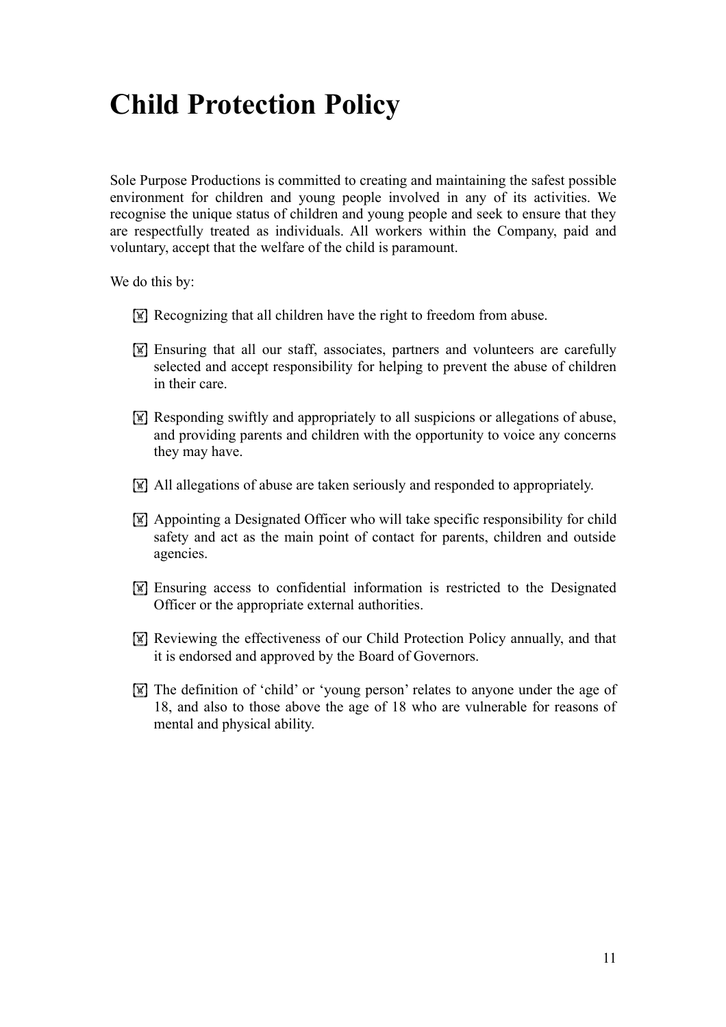# Child Protection Policy

Sole Purpose Productions is committed to creating and maintaining the safest possible environment for children and young people involved in any of its activities. We recognise the unique status of children and young people and seek to ensure that they are respectfully treated as individuals. All workers within the Company, paid and voluntary, accept that the welfare of the child is paramount.

We do this by:

- Recognizing that all children have the right to freedom from abuse.
- Ensuring that all our staff, associates, partners and volunteers are carefully selected and accept responsibility for helping to prevent the abuse of children in their care.
- Responding swiftly and appropriately to all suspicions or allegations of abuse, and providing parents and children with the opportunity to voice any concerns they may have.
- All allegations of abuse are taken seriously and responded to appropriately.
- Appointing a Designated Officer who will take specific responsibility for child safety and act as the main point of contact for parents, children and outside agencies.
- Ensuring access to confidential information is restricted to the Designated Officer or the appropriate external authorities.
- Reviewing the effectiveness of our Child Protection Policy annually, and that it is endorsed and approved by the Board of Governors.
- The definition of 'child' or 'young person' relates to anyone under the age of 18, and also to those above the age of 18 who are vulnerable for reasons of mental and physical ability.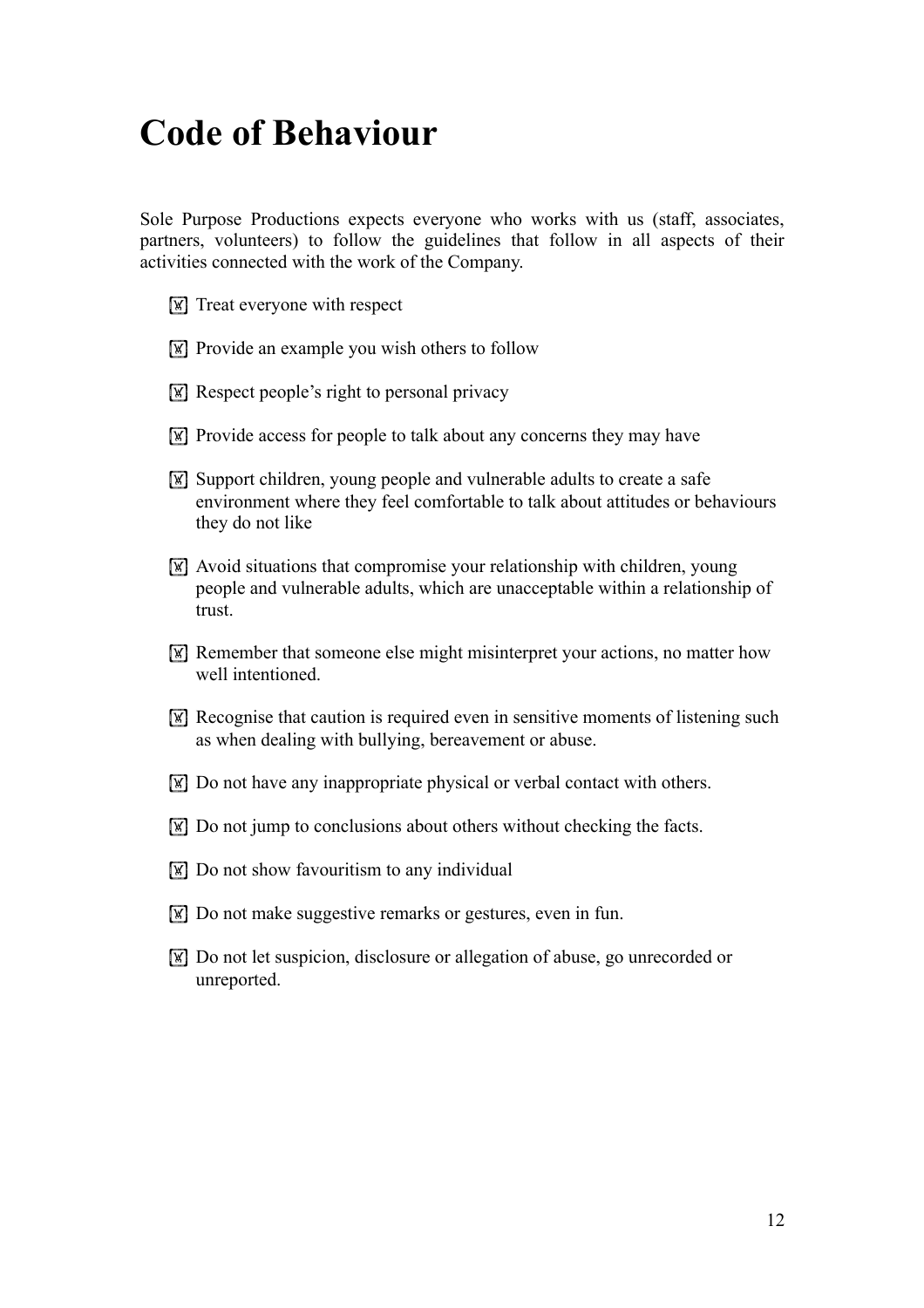# Code of Behaviour

Sole Purpose Productions expects everyone who works with us (staff, associates, partners, volunteers) to follow the guidelines that follow in all aspects of their activities connected with the work of the Company.

- Treat everyone with respect
- Provide an example you wish others to follow
- Respect people's right to personal privacy
- Provide access for people to talk about any concerns they may have
- Support children, young people and vulnerable adults to create a safe environment where they feel comfortable to talk about attitudes or behaviours they do not like
- Avoid situations that compromise your relationship with children, young people and vulnerable adults, which are unacceptable within a relationship of trust.
- Remember that someone else might misinterpret your actions, no matter how well intentioned.
- Recognise that caution is required even in sensitive moments of listening such as when dealing with bullying, bereavement or abuse.
- Do not have any inappropriate physical or verbal contact with others.
- Do not jump to conclusions about others without checking the facts.
- Do not show favouritism to any individual
- Do not make suggestive remarks or gestures, even in fun.
- Do not let suspicion, disclosure or allegation of abuse, go unrecorded or unreported.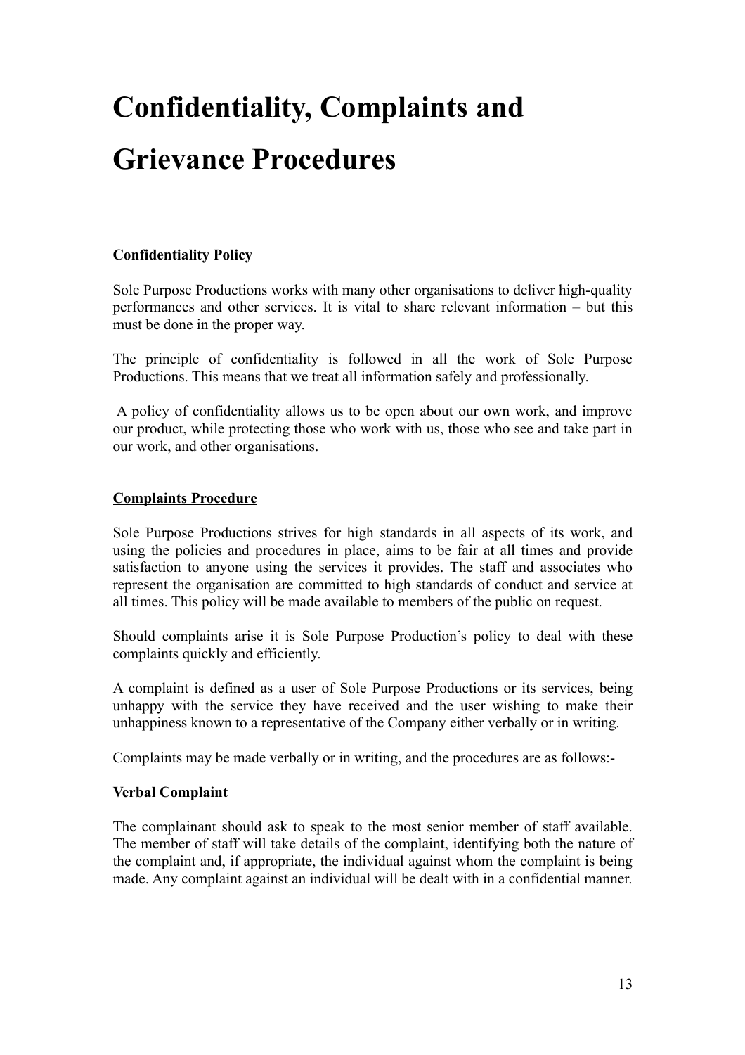# Confidentiality, Complaints and Grievance Procedures

**Confidentiality Policy**

Sole Purpose Productions works with many other organisations to deliver high-quality performances and other services. It is vital to share relevant information – but this must be done in the proper way.

The principle of confidentiality is followed in all the work of Sole Purpose Productions. This means that we treat all information safely and professionally.

A policy of confidentiality allows us to be open about our own work, and improve our product, while protecting those who work with us, those who see and take part in our work, and other organisations.

**Complaints Procedure**

Sole Purpose Productions strives for high standards in all aspects of its work, and using the policies and procedures in place, aims to be fair at all times and provide satisfaction to anyone using the services it provides. The staff and associates who represent the organisation are committed to high standards of conduct and service at all times. This policy will be made available to members of the public on request.

Should complaints arise it is Sole Purpose Production's policy to deal with these complaints quickly and efficiently.

A complaint is defined as a user of Sole Purpose Productions or its services, being unhappy with the service they have received and the user wishing to make their unhappiness known to a representative of the Company either verbally or in writing.

Complaints may be made verbally or in writing, and the procedures are as follows:-

**Verbal Complaint**

The complainant should ask to speak to the most senior member of staff available. The member of staff will take details of the complaint, identifying both the nature of the complaint and, if appropriate, the individual against whom the complaint is being made. Any complaint against an individual will be dealt with in a confidential manner.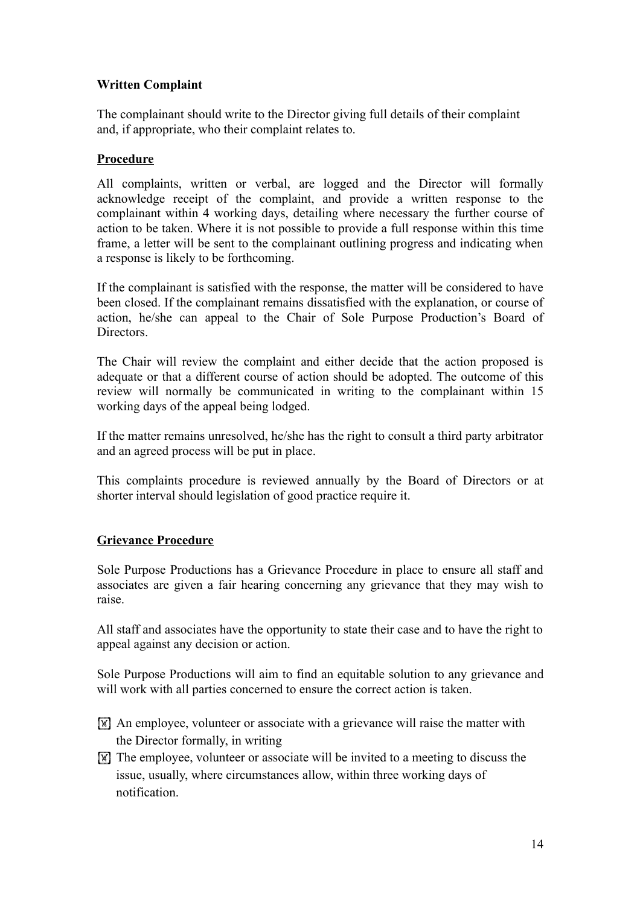**Written Complaint**

The complainant should write to the Director giving full details of their complaint and, if appropriate, who their complaint relates to.

**Procedure**

All complaints, written or verbal, are logged and the Director will formally acknowledge receipt of the complaint, and provide a written response to the complainant within 4 working days, detailing where necessary the further course of action to be taken. Where it is not possible to provide a full response within this time frame, a letter will be sent to the complainant outlining progress and indicating when a response is likely to be forthcoming.

If the complainant is satisfied with the response, the matter will be considered to have been closed. If the complainant remains dissatisfied with the explanation, or course of action, he/she can appeal to the Chair of Sole Purpose Production's Board of Directors.

The Chair will review the complaint and either decide that the action proposed is adequate or that a different course of action should be adopted. The outcome of this review will normally be communicated in writing to the complainant within 15 working days of the appeal being lodged.

If the matter remains unresolved, he/she has the right to consult a third party arbitrator and an agreed process will be put in place.

This complaints procedure is reviewed annually by the Board of Directors or at shorter interval should legislation of good practice require it.

**Grievance Procedure**

Sole Purpose Productions has a Grievance Procedure in place to ensure all staff and associates are given a fair hearing concerning any grievance that they may wish to raise.

All staff and associates have the opportunity to state their case and to have the right to appeal against any decision or action.

Sole Purpose Productions will aim to find an equitable solution to any grievance and will work with all parties concerned to ensure the correct action is taken.

- An employee, volunteer or associate with a grievance will raise the matter with the Director formally, in writing
- The employee, volunteer or associate will be invited to a meeting to discuss the issue, usually, where circumstances allow, within three working days of notification.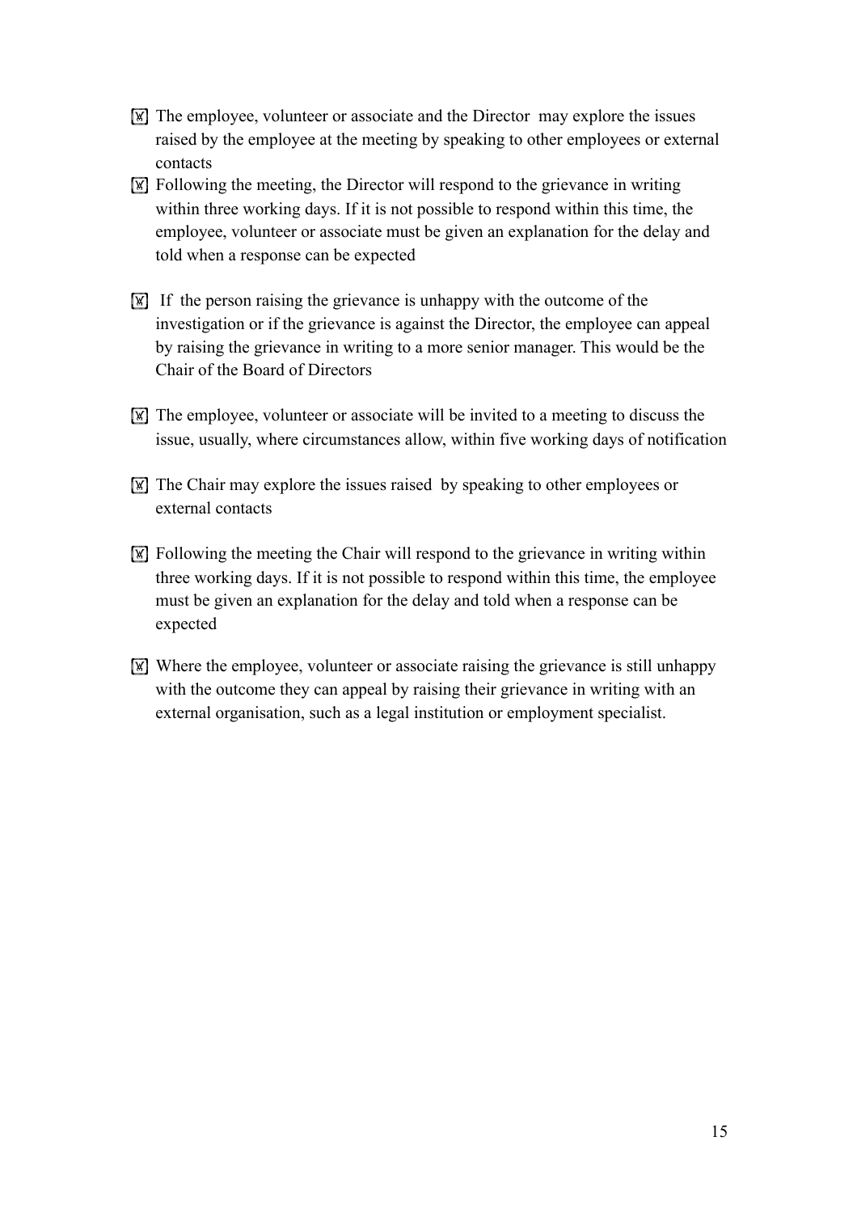- The employee, volunteer or associate and the Director may explore the issues raised by the employee at the meeting by speaking to other employees or external contacts
- Following the meeting, the Director will respond to the grievance in writing within three working days. If it is not possible to respond within this time, the employee, volunteer or associate must be given an explanation for the delay and told when a response can be expected
- If the person raising the grievance is unhappy with the outcome of the investigation or if the grievance is against the Director, the employee can appeal by raising the grievance in writing to a more senior manager. This would be the Chair of the Board of Directors
- The employee, volunteer or associate will be invited to a meeting to discuss the issue, usually, where circumstances allow, within five working days of notification
- The Chair may explore the issues raised by speaking to other employees or external contacts
- Following the meeting the Chair will respond to the grievance in writing within three working days. If it is not possible to respond within this time, the employee must be given an explanation for the delay and told when a response can be expected
- Where the employee, volunteer or associate raising the grievance is still unhappy with the outcome they can appeal by raising their grievance in writing with an external organisation, such as a legal institution or employment specialist.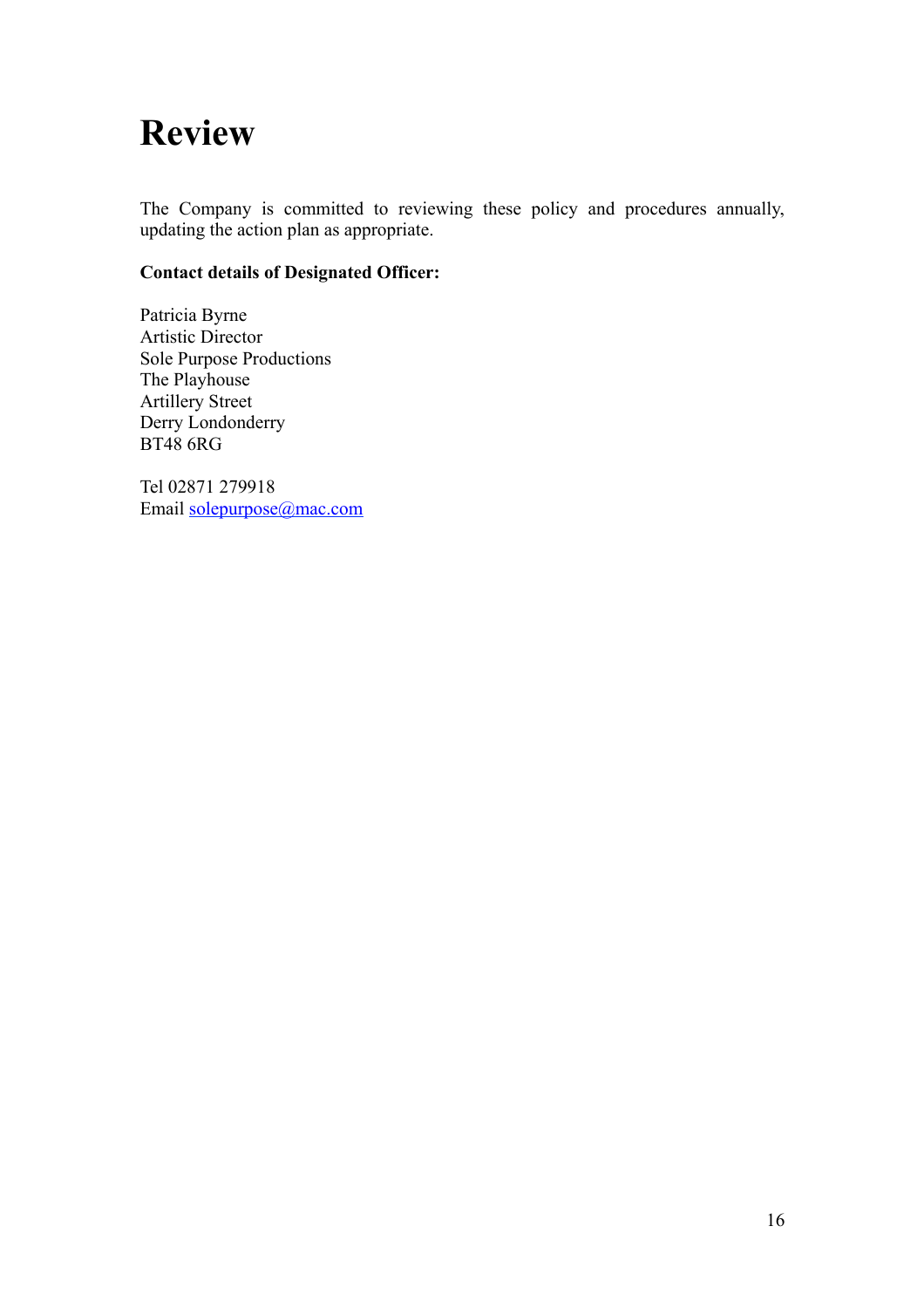# Review

The Company is committed to reviewing these policy and procedures annually, updating the action plan as appropriate.

**Contact details of Designated Officer:**

Patricia Byrne
Artistic Director
Sole Purpose Productions
The Playhouse
Artillery Street
Derry Londonderry
BT48 6RG

Tel 02871 279918
Email solepurpose@mac.com